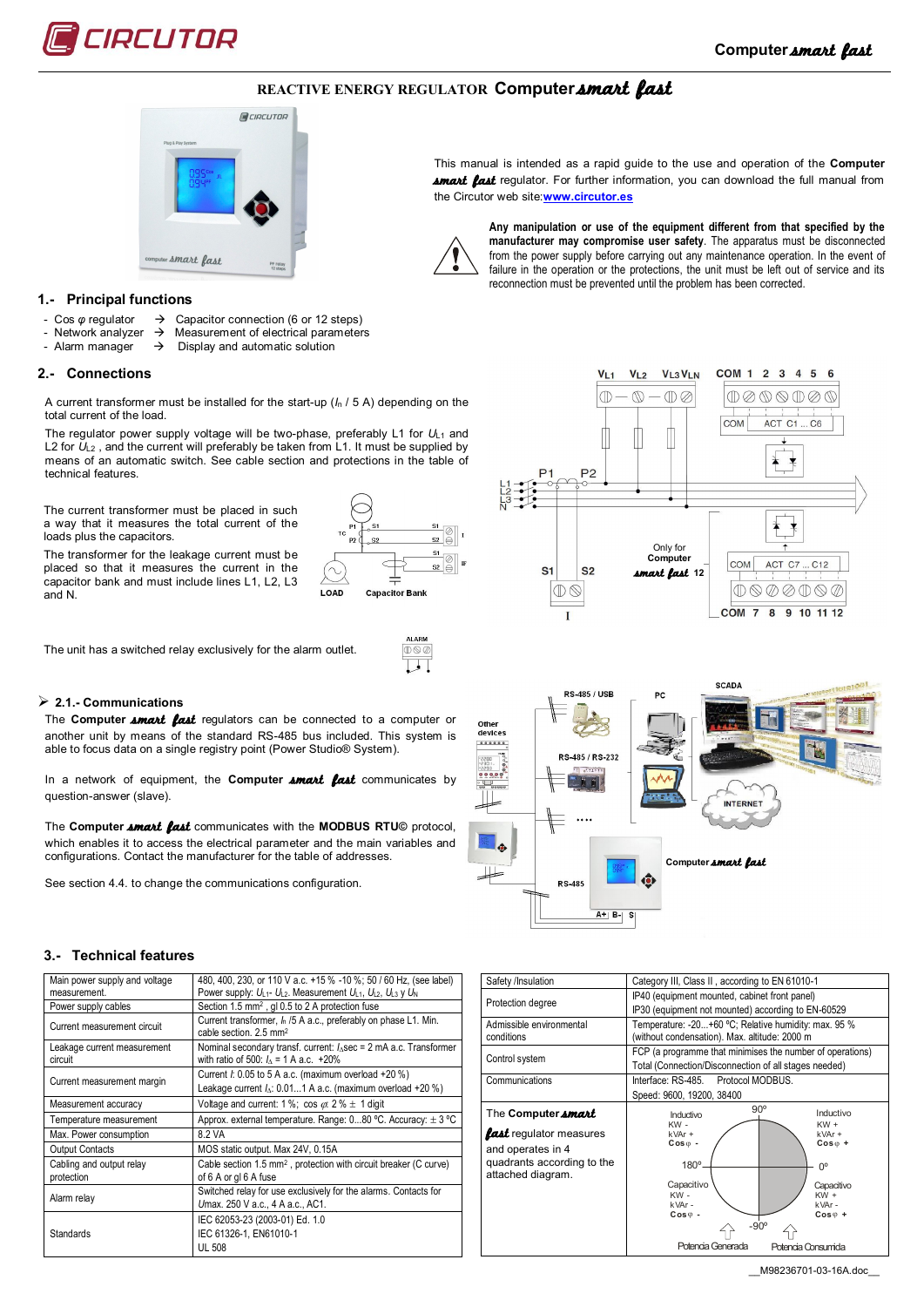## REACTIVE ENERGY REGULATOR Computer *smart fast*

This manual is intended as a rapid guide to the use and operation of the **Computer *smart fast*** regulator. For further information, you can download the full manual from the Circutor web site:www.circutor.es

**Any manipulation or use of the equipment different from that specified by the manufacturer may compromise user safety.** The apparatus must be disconnected from the power supply before carrying out any maintenance operation. In the event of failure in the operation or the protections, the unit must be left out of service and its reconnection must be prevented until the problem has been corrected.

## 1.- Principal functions

- Cos φ regulator → Capacitor connection (6 or 12 steps)
- Network analyzer → Measurement of electrical parameters
- Alarm manager → Display and automatic solution

## 2.- Connections

A current transformer must be installed for the start-up ($I_n$ / 5 A) depending on the total current of the load.

The regulator power supply voltage will be two-phase, preferably L1 for $U_{L1}$ and L2 for $U_{L2}$ , and the current will preferably be taken from L1. It must be supplied by means of an automatic switch. See cable section and protections in the table of technical features.

The current transformer must be placed in such a way that it measures the total current of the loads plus the capacitors.

The transformer for the leakage current must be placed so that it measures the current in the capacitor bank and must include lines L1, L2, L3 and N.

The unit has a switched relay exclusively for the alarm outlet.

### 2.1.- Communications

The **Computer *smart fast*** regulators can be connected to a computer or another unit by means of the standard RS-485 bus included. This system is able to focus data on a single registry point (Power Studio® System).

In a network of equipment, the **Computer *smart fast*** communicates by question-answer (slave).

The **Computer *smart fast*** communicates with the **MODBUS RTU©** protocol, which enables it to access the electrical parameter and the main variables and configurations. Contact the manufacturer for the table of addresses.

See section 4.4. to change the communications configuration.

## 3.- Technical features

| | |
|---|---|
| Main power supply and voltage measurement. | 480, 400, 230, or 110 V a.c. +15 % -10 %; 50 / 60 Hz, (see label) Power supply: $U_{L1}$- $U_{L2}$. Measurement $U_{L1}$, $U_{L2}$, $U_{L3}$ y $U_N$ |
| Power supply cables | Section 1.5 mm², gl 0.5 to 2 A protection fuse |
| Current measurement circuit | Current transformer, $I_n$ /5 A a.c., preferably on phase L1. Min. cable section. 2.5 mm² |
| Leakage current measurement circuit | Nominal secondary transf. current: $I_{\Delta}$sec = 2 mA a.c. Transformer with ratio of 500: $I_{\Delta}$ = 1 A a.c. +20% |
| Current measurement margin | Current $I$: 0.05 to 5 A a.c. (maximum overload +20 %) Leakage current $I_{\Delta}$: 0.01...1 A a.c. (maximum overload +20 %) |
| Measurement accuracy | Voltage and current: 1 %; cos φ: 2 % ± 1 digit |
| Temperature measurement | Approx. external temperature. Range: 0...80 ºC. Accuracy: ± 3 ºC |
| Max. Power consumption | 8.2 VA |
| Output Contacts | MOS static output. Max 24V, 0.15A |
| Cabling and output relay protection | Cable section 1.5 mm², protection with circuit breaker (C curve) of 6 A or gl 6 A fuse |
| Alarm relay | Switched relay for use exclusively for the alarms. Contacts for $U$max. 250 V a.c., 4 A a.c., AC1. |
| Standards | IEC 62053-23 (2003-01) Ed. 1.0 IEC 61326-1, EN61010-1 UL 508 |

| | |
|---|---|
| Safety /Insulation | Category III, Class II , according to EN 61010-1 |
| Protection degree | IP40 (equipment mounted, cabinet front panel) IP30 (equipment not mounted) according to EN-60529 |
| Admissible environmental conditions | Temperature: -20...+60 ºC; Relative humidity: max. 95 % (without condensation). Max. altitude: 2000 m |
| Control system | FCP (a programme that minimises the number of operations) Total (Connection/Disconnection of all stages needed) |
| Communications | Interface: RS-485. Protocol MODBUS. Speed: 9600, 19200, 38400 |
| The **Computer *smart fast*** regulator measures and operates in 4 quadrants according to the attached diagram. | |

__M98236701-03-16A.doc__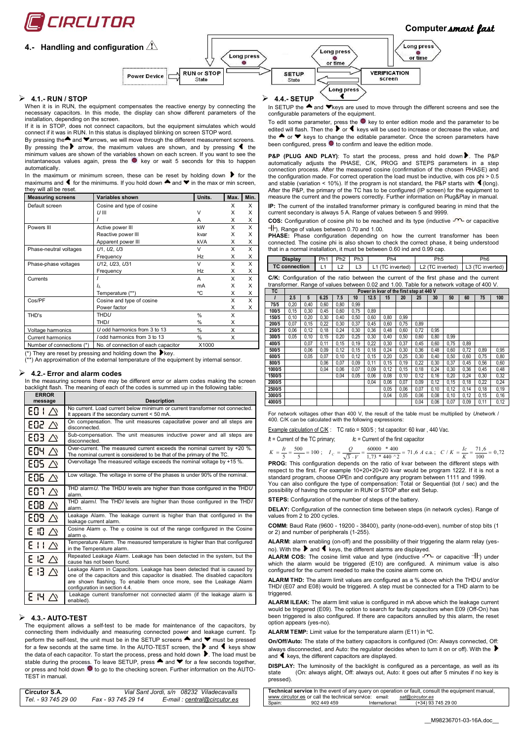## 4.- Handling and configuration ⚠

Power Device → RUN or STOP State → (Long press ●) → SETUP State → (Long press ● or time) → VERIFICATION screen → (Long press ● or time) → RUN or STOP State

SETUP State ← (Long press ◀) ← VERIFICATION screen

### 4.1.- RUN / STOP

When it is in RUN, the equipment compensates the reactive energy by connecting the necessary capacitors. In this mode, the display can show different parameters of the installation, depending on the screen.

If it is in STOP, does not connect capacitors, but the equipment simulates which would connect if it was in RUN. In this status is displayed blinking on screen STOP word.

By pressing the ▲ and ▼ arrows, we will move through the different measurement screens. By pressing the ▶ arrow, the maximum values are shown, and by pressing ◀ the minimum values are shown of the variables shown on each screen. If you want to see the instantaneous values again, press the ● key or wait 5 seconds for this to happen automatically.

In the maximum or minimum screen, these can be reset by holding down ▶ for the maximums and ◀ for the minimums. If you hold down ▲ and ▼ in the max or min screen, they will all be reset.

| Measuring screens | Variables shown | Units. | Max. | Min. |
|---|---|---|---|---|
| Default screen | Cosine and type of cosine | | X | X |
| | *U* III | V | X | X |
| | *I* | A | X | X |
| Powers III | Active power III | kW | X | X |
| | Reactive power III | kvar | X | X |
| | Apparent power III | kVA | X | X |
| Phase-neutral voltages | *U*1, *U*2, *U*3 | V | X | X |
| | Frequency | Hz | X | X |
| Phase-phase voltages | *U*12, *U*23, *U*31 | V | X | X |
| | Frequency | Hz | X | X |
| Currents | *I* | A | X | X |
| | $I_\Delta$ | mA | X | X |
| | Temperature (**) | ºC | X | X |
| Cos/PF | Cosine and type of cosine | | X | X |
| | Power factor | | X | X |
| THD's | THD*U* | % | X | |
| | THD*I* | % | X | |
| Voltage harmonics | *U* odd harmonics from 3 to 13 | % | X | |
| Current harmonics | *I* odd harmonics from 3 to 13 | % | X | |
| Number of connections (*) | No. of connection of each capacitor | X1000 | | |

(*) They are reset by pressing and holding down the ▶ key.
(**) An approximation of the external temperature of the equipment by internal sensor.

### 4.2.- Error and alarm codes

In the measuring screens there may be different error or alarm codes making the screen backlight flash. The meaning of each of the codes is summed up in the following table:

| ERROR message | Description |
|---|---|
| E01 ⚠ | No current. Load current below minimum or current transformer not connected. It appears if the secondary current < 50 mA. |
| E02 ⚠ | On compensation. The unit measures capacitative power and all steps are disconnected. |
| E03 ⚠ | Sub-compensation. The unit measures inductive power and all steps are disconnected. |
| E04 ⚠ | Over-current. The measured current exceeds the nominal current by +20 %. The nominal current is considered to be that of the primary of the TC. |
| E05 ⚠ | Overvoltage The measured voltage exceeds the nominal voltage by +15 %. |
| E06 ⚠ | Low voltage. The voltage in some of the phases is under 90% of the nominal. |
| E07 ⚠ | THD alarm *U*. The THD*U* levels are higher than those configured in the THD*U* alarm. |
| E08 ⚠ | THD alarm *I*. The THD*I* levels are higher than those configured in the THD*I* alarm. |
| E09 ⚠ | Leakage Alarm. The leakage current is higher than that configured in the leakage current alarm. |
| E10 ⚠ | Cosine Alarm φ. The φ cosine is out of the range configured in the Cosine alarm φ. |
| E11 ⚠ | Temperature Alarm. The measured temperature is higher than that configured in the Temperature alarm. |
| E12 ⚠ | Repeated Leakage Alarm. Leakage has been detected in the system, but the cause has not been found. |
| E13 ⚠ | Leakage Alarm in Capacitors. Leakage has been detected that is caused by one of the capacitors and this capacitor is disabled. The disabled capacitors are shown flashing. To enable them once more, see the Leakage Alarm configuration in section 4.4. |
| E14 ⚠ | Leakage current transformer not connected alarm (if the leakage alarm is enabled). |

### 4.3.- AUTO-TEST

The equipment allows a self-test to be made for maintenance of the capacitors, by connecting them individually and measuring connected power and leakage current. To perform the self-test, the unit must be in the AUTO-TEST screens ▲ and ▼ must be pressed for a few seconds at the same time. In the AUTO-TEST screen, the ▶ and ◀ keys show the data of each capacitor. To start the process, press and hold down ▶. The load must be stable during the process. To leave SETUP, press ▲ and ▼ for a few seconds together, or press and hold down ● to go to the checking screen. Further information on the AUTO-TEST in manual.

### 4.4.- SETUP

In SETUP the ▲ and ▼ keys are used to move through the different screens and see the configurable parameters of the equipment.

To edit some parameter, press the ● key to enter edition mode and the parameter to be edited will flash. Then the ▶ or ◀ keys will be used to increase or decrease the value, and the ▲ or ▼ keys to change the editable parameter. Once the screen parameters have been configured, press ● to confirm and leave the edition mode.

**P&P (PLUG AND PLAY):** To start the process, press and hold down ▶. The P&P automatically adjusts the PHASE, C/K, PROG and STEPS parameters in a step connection process. After the measured cosine (confirmation of the chosen PHASE) and the configuration made. For correct operation the load must be inductive, with cos phi > 0.5 and stable (variation < 10%). If the program is not standard, the P&P starts with ◀ (long). After the P&P, the primary of the TC has to be configured (IP screen) for the equipment to measure the current and the powers correctly. Further information on Plug&Play in manual.

**IP:** The current of the installed transformer primary is configured bearing in mind that the current secondary is always 5 A. Range of values between 5 and 9999.

**COS:** Configuration of cosine phi to be reached and its type (inductive or capacitive). Range of values between 0.70 and 1.00.

**PHASE:** Phase configuration depending on how the current transformer has been connected. The cosine phi is also shown to check the correct phase, it being understood that in a normal installation, it must be between 0.60 and 0.99 cap.

| Display | Ph1 | Ph2 | Ph3 | Ph4 | Ph5 | Ph6 |
|---|---|---|---|---|---|---|
| TC connection | L1 | L2 | L3 | L1 (TC inverted) | L2 (TC inverted) | L3 (TC inverted) |

**C/K:** Configuration of the ratio between the current of the first phase and the current transformer. Range of values between 0.02 and 1.00. Table for a network voltage of 400 V.

| TC | Power in kvar of the first step at 440 V | | | | | | | | | | | | | |
|---|---|---|---|---|---|---|---|---|---|---|---|---|---|---|
| *I* | 2.5 | 5 | 6.25 | 7.5 | 10 | 12.5 | 15 | 20 | 25 | 30 | 50 | 60 | 75 | 100 |
| 75/5 | 0,20 | 0,40 | 0,60 | 0,80 | 0,99 | | | | | | | | | |
| 100/5 | 0,15 | 0,30 | 0,45 | 0,60 | 0,75 | 0,89 | | | | | | | | |
| 150/5 | 0,10 | 0,20 | 0,30 | 0,40 | 0,50 | 0,60 | 0,80 | 0,99 | | | | | | |
| 200/5 | 0,07 | 0,15 | 0,22 | 0,30 | 0,37 | 0,45 | 0,60 | 0,75 | 0,89 | | | | | |
| 250/5 | 0,06 | 0,12 | 0,18 | 0,24 | 0,30 | 0,36 | 0,48 | 0,60 | 0,72 | 0,95 | | | | |
| 300/5 | 0,05 | 0,10 | 0,15 | 0,20 | 0,25 | 0,30 | 0,40 | 0,50 | 0,60 | 0,80 | 0,99 | | | |
| 400/5 | | 0,07 | 0,11 | 0,15 | 0,19 | 0,22 | 0,30 | 0,37 | 0,45 | 0,60 | 0,75 | 0,89 | | |
| 500/5 | | 0,06 | 0,09 | 0,12 | 0,15 | 0,18 | 0,24 | 0,30 | 0,36 | 0,48 | 0,60 | 0,72 | 0,89 | 0,95 |
| 600/5 | | 0,05 | 0,07 | 0,10 | 0,12 | 0,15 | 0,20 | 0,25 | 0,30 | 0,40 | 0,50 | 0,60 | 0,75 | 0,80 |
| 800/5 | | | 0,06 | 0,07 | 0,09 | 0,11 | 0,15 | 0,19 | 0,22 | 0,30 | 0,37 | 0,45 | 0,56 | 0,60 |
| 1000/5 | | | 0,04 | 0,06 | 0,07 | 0,09 | 0,12 | 0,15 | 0,18 | 0,24 | 0,30 | 0,36 | 0,45 | 0,48 |
| 1500/5 | | | | 0,04 | 0,05 | 0,06 | 0,08 | 0,10 | 0,12 | 0,16 | 0,20 | 0,24 | 0,30 | 0,32 |
| 2000/5 | | | | | | 0,04 | 0,06 | 0,07 | 0,09 | 0,12 | 0,15 | 0,18 | 0,22 | 0,24 |
| 2500/5 | | | | | | | 0,05 | 0,06 | 0,07 | 0,10 | 0,12 | 0,14 | 0,18 | 0,19 |
| 3000/5 | | | | | | | 0,04 | 0,05 | 0,06 | 0,08 | 0,10 | 0,12 | 0,15 | 0,16 |
| 4000/5 | | | | | | | | | 0,04 | 0,06 | 0,07 | 0,09 | 0,11 | 0,12 |

For network voltages other than 400 V, the result of the table must be multiplied by *U*network / 400. C/K can be calculated with the following expressions:

Example calculation of C/K : TC ratio = 500/5 ; 1st capacitor: 60 kvar , 440 Vac.

*It* = Current of the TC primary; *Ic* = Current of the first capacitor

$$K = \frac{It}{5} = \frac{500}{5} = 100\ ;\quad I_c = \frac{Q}{\sqrt{3}\cdot V} = \frac{60000\ *\ 400}{1{,}73\ *\ 440^2} = 71{,}6\ A \text{ c.a.};\quad C/K = \frac{Ic}{K} = \frac{71{,}6}{100} = 0{,}72$$

**PROG:** This configuration depends on the ratio of kvar between the different steps with respect to the first. For example 10+20+20+20 kvar would be program 1222. If it is not a standard program, choose OPEn and configure any program between 1111 and 1999. You can also configure the type of compensation: Total or Sequential (tot / sec) and the possibility of having the computer in RUN or STOP after exit Setup.

**STEPS:** Configuration of the number of steps of the battery.

**DELAY:** Configuration of the connection time between steps (in network cycles). Range of values from 2 to 200 cycles.

**COMM:** Baud Rate (9600 - 19200 - 38400), parity (none-odd-even), number of stop bits (1 or 2) and number of peripherals (1-255).

**ALARM:** alarm enabling (on-off) and the possibility of their triggering the alarm relay (yes-no). With the ▶ and ◀ keys, the different alarms are displayed.

**ALARM COS:** The cosine limit value and type (inductive or capacitive) under which the alarm would be triggered (E10) are configured. A minimum value is also configured for the current needed to make the cosine alarm come on.

**ALARM THD:** The alarm limit values are configured as a % above which the THD*U* and/or THD*I* (E07 and E08) would be triggered. A step must be connected for a THD alarm to be triggered.

**ALARM ILEAK:** The alarm limit value is configured in mA above which the leakage current would be triggered (E09). The option to search for faulty capacitors when E09 (Off-On) has been triggered is also configured. If there are capacitors annulled by this alarm, the reset option appears (yes-no).

**ALARM TEMP:** Limit value for the temperature alarm (E11) in ºC.

**On/Off/Auto:** The state of the battery capacitors is configured (On: Always connected, Off: always disconnected, and Auto: the regulator decides when to turn it on or off). With the ▶ and ◀ keys, the different capacitors are displayed.

**DISPLAY:** The luminosity of the backlight is configured as a percentage, as well as its state (On: always alight, Off: always out, Auto: it goes out after 5 minutes if no key is pressed).

**Technical service** In the event of any query on operation or fault, consult the equipment manual, www.circutor.es or call the technical service: email: sat@circutor.es
Spain: 902 449 459 International: (+34) 93 745 29 00